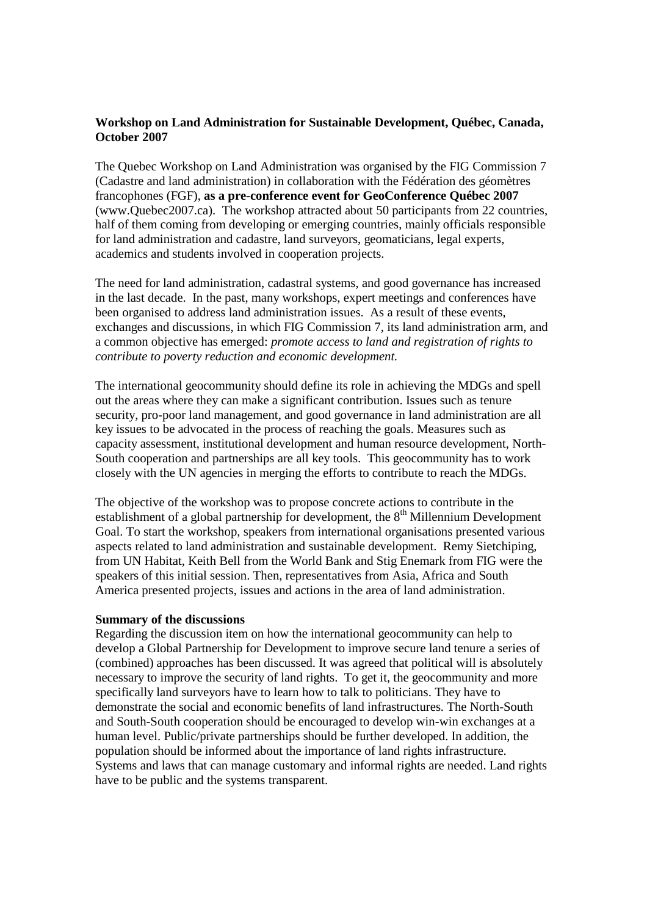**Workshop on Land Administration for Sustainable Development, Québec, Canada, October 2007**

The Quebec Workshop on Land Administration was organised by the FIG Commission 7 (Cadastre and land administration) in collaboration with the Fédération des géomètres francophones (FGF), **as a pre-conference event for GeoConference Québec 2007** (www.Quebec2007.ca). The workshop attracted about 50 participants from 22 countries, half of them coming from developing or emerging countries, mainly officials responsible for land administration and cadastre, land surveyors, geomaticians, legal experts, academics and students involved in cooperation projects.

The need for land administration, cadastral systems, and good governance has increased in the last decade. In the past, many workshops, expert meetings and conferences have been organised to address land administration issues. As a result of these events, exchanges and discussions, in which FIG Commission 7, its land administration arm, and a common objective has emerged: *promote access to land and registration of rights to contribute to poverty reduction and economic development.*

The international geocommunity should define its role in achieving the MDGs and spell out the areas where they can make a significant contribution. Issues such as tenure security, pro-poor land management, and good governance in land administration are all key issues to be advocated in the process of reaching the goals. Measures such as capacity assessment, institutional development and human resource development, North-South cooperation and partnerships are all key tools. This geocommunity has to work closely with the UN agencies in merging the efforts to contribute to reach the MDGs.

The objective of the workshop was to propose concrete actions to contribute in the establishment of a global partnership for development, the 8th Millennium Development Goal. To start the workshop, speakers from international organisations presented various aspects related to land administration and sustainable development. Remy Sietchiping, from UN Habitat, Keith Bell from the World Bank and Stig Enemark from FIG were the speakers of this initial session. Then, representatives from Asia, Africa and South America presented projects, issues and actions in the area of land administration.

**Summary of the discussions**

Regarding the discussion item on how the international geocommunity can help to develop a Global Partnership for Development to improve secure land tenure a series of (combined) approaches has been discussed. It was agreed that political will is absolutely necessary to improve the security of land rights. To get it, the geocommunity and more specifically land surveyors have to learn how to talk to politicians. They have to demonstrate the social and economic benefits of land infrastructures. The North-South and South-South cooperation should be encouraged to develop win-win exchanges at a human level. Public/private partnerships should be further developed. In addition, the population should be informed about the importance of land rights infrastructure. Systems and laws that can manage customary and informal rights are needed. Land rights have to be public and the systems transparent.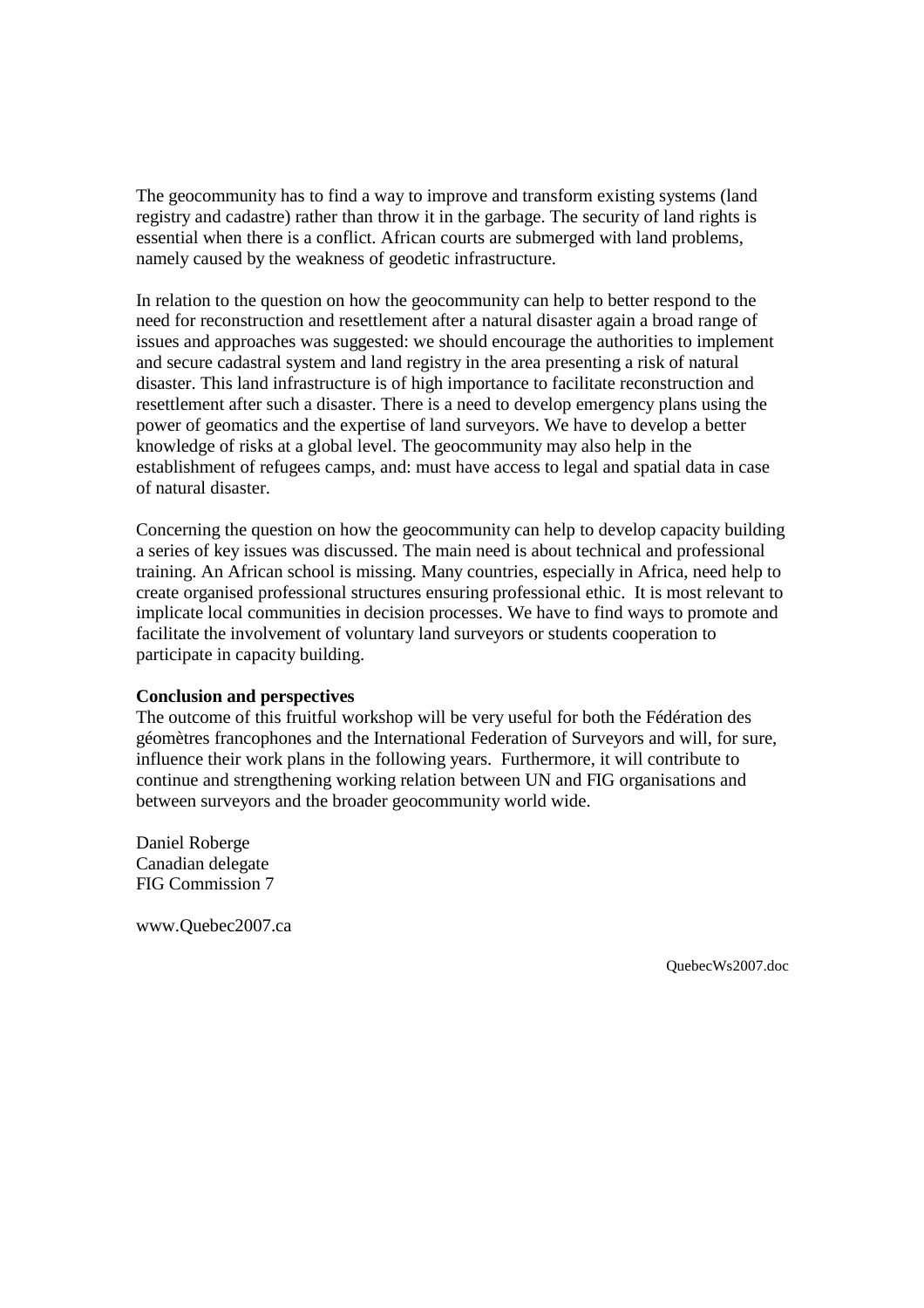The geocommunity has to find a way to improve and transform existing systems (land registry and cadastre) rather than throw it in the garbage. The security of land rights is essential when there is a conflict. African courts are submerged with land problems, namely caused by the weakness of geodetic infrastructure.

In relation to the question on how the geocommunity can help to better respond to the need for reconstruction and resettlement after a natural disaster again a broad range of issues and approaches was suggested: we should encourage the authorities to implement and secure cadastral system and land registry in the area presenting a risk of natural disaster. This land infrastructure is of high importance to facilitate reconstruction and resettlement after such a disaster. There is a need to develop emergency plans using the power of geomatics and the expertise of land surveyors. We have to develop a better knowledge of risks at a global level. The geocommunity may also help in the establishment of refugees camps, and: must have access to legal and spatial data in case of natural disaster.

Concerning the question on how the geocommunity can help to develop capacity building a series of key issues was discussed. The main need is about technical and professional training. An African school is missing. Many countries, especially in Africa, need help to create organised professional structures ensuring professional ethic. It is most relevant to implicate local communities in decision processes. We have to find ways to promote and facilitate the involvement of voluntary land surveyors or students cooperation to participate in capacity building.

**Conclusion and perspectives**

The outcome of this fruitful workshop will be very useful for both the Fédération des géomètres francophones and the International Federation of Surveyors and will, for sure, influence their work plans in the following years. Furthermore, it will contribute to continue and strengthening working relation between UN and FIG organisations and between surveyors and the broader geocommunity world wide.

Daniel Roberge
Canadian delegate
FIG Commission 7

www.Quebec2007.ca

QuebecWs2007.doc